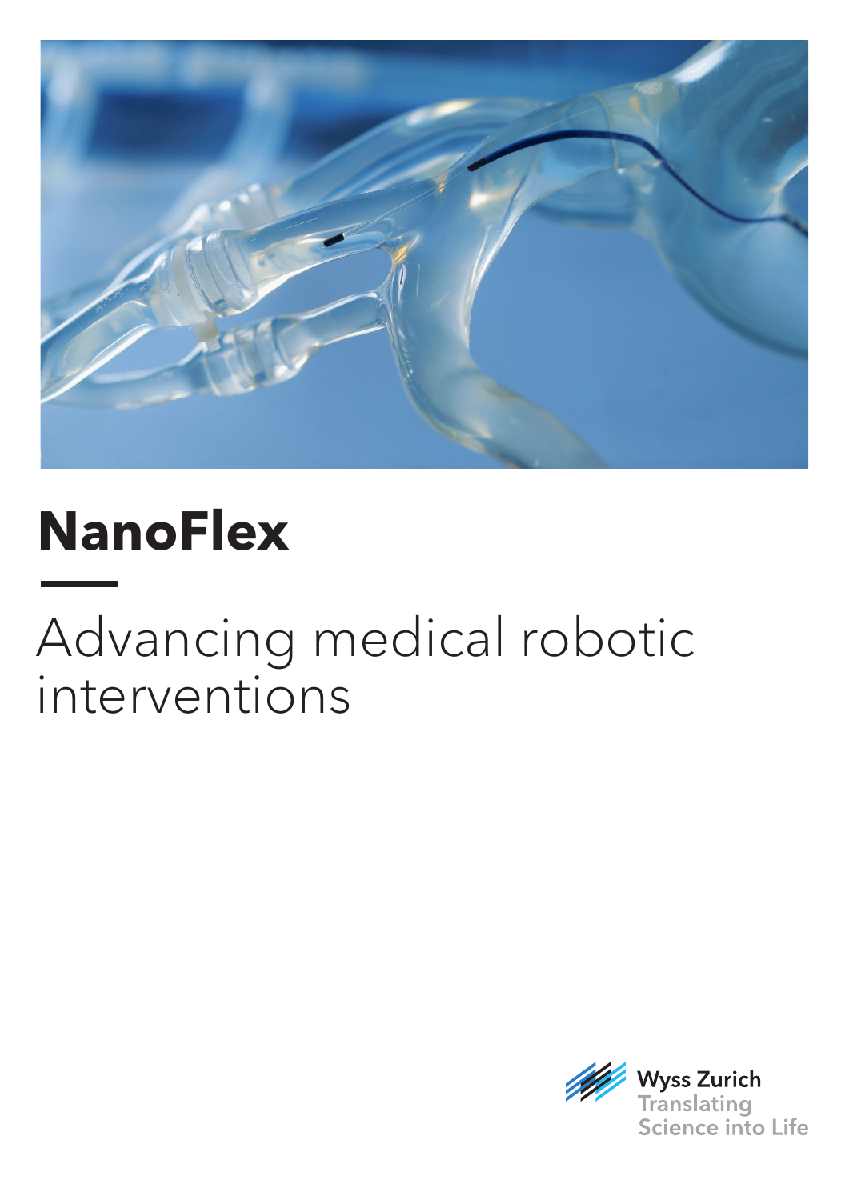# NanoFlex

## Advancing medical robotic interventions

Wyss Zurich
Translating
Science into Life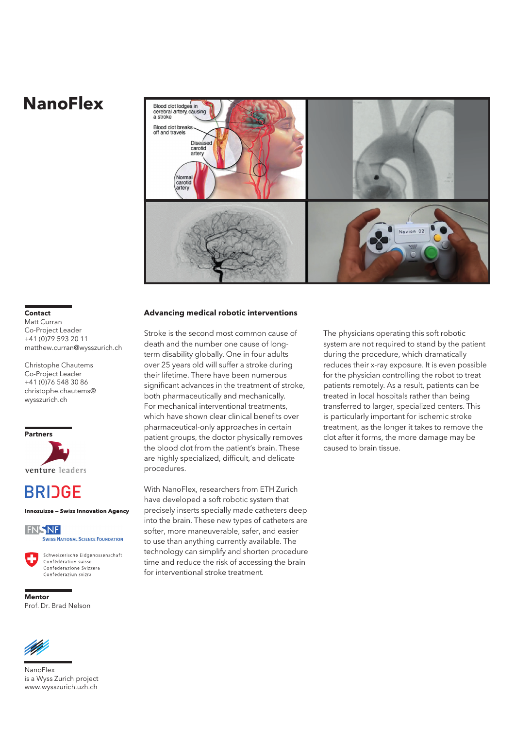# NaNoFlex

## Advancing medical robotic interventions

Stroke is the second most common cause of death and the number one cause of long-term disability globally. One in four adults over 25 years old will suffer a stroke during their lifetime. There have been numerous significant advances in the treatment of stroke, both pharmaceutically and mechanically. For mechanical interventional treatments, which have shown clear clinical benefits over pharmaceutical-only approaches in certain patient groups, the doctor physically removes the blood clot from the patient's brain. These are highly specialized, difficult, and delicate procedures.

With NanoFlex, researchers from ETH Zurich have developed a soft robotic system that precisely inserts specially made catheters deep into the brain. These new types of catheters are softer, more maneuverable, safer, and easier to use than anything currently available. The technology can simplify and shorten procedure time and reduce the risk of accessing the brain for interventional stroke treatment.

The physicians operating this soft robotic system are not required to stand by the patient during the procedure, which dramatically reduces their x-ray exposure. It is even possible for the physician controlling the robot to treat patients remotely. As a result, patients can be treated in local hospitals rather than being transferred to larger, specialized centers. This is particularly important for ischemic stroke treatment, as the longer it takes to remove the clot after it forms, the more damage may be caused to brain tissue.

**Contact**

Matt Curran
Co-Project Leader
+41 (0)79 593 20 11
matthew.curran@wysszurich.ch

Christophe Chautems
Co-Project Leader
+41 (0)76 548 30 86
christophe.chautems@wysszurich.ch

**Partners**

venture leaders

BRIDGE

Innosuisse – Swiss Innovation Agency

FNSNF Swiss National Science Foundation

Schweizerische Eidgenossenschaft
Confédération suisse
Confederazione Svizzera
Confederaziun svizra

**Mentor**

Prof. Dr. Brad Nelson

NanoFlex
is a Wyss Zurich project
www.wysszurich.uzh.ch